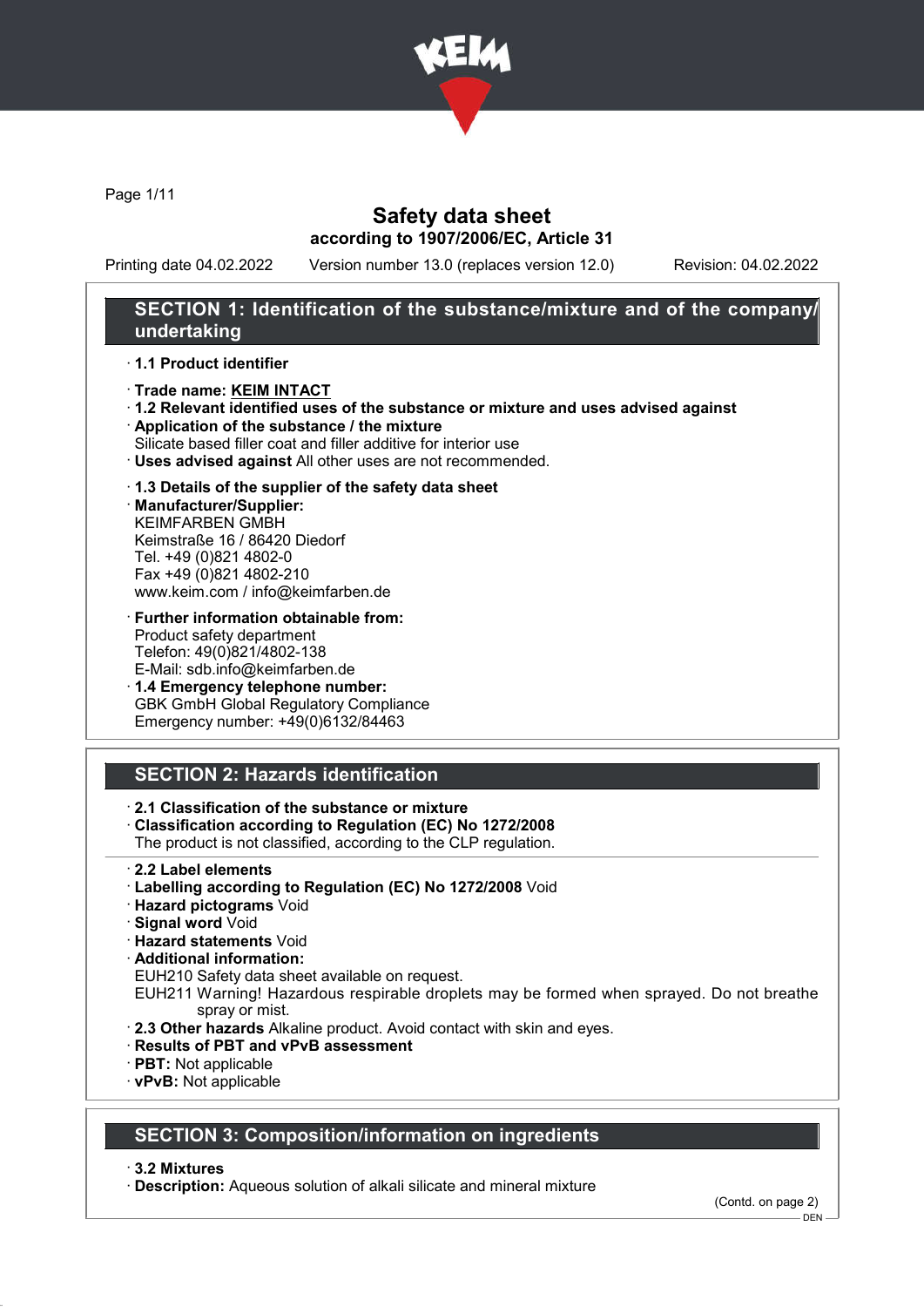# Safety data sheet

**according to 1907/2006/EC, Article 31**

Printing date 04.02.2022 Version number 13.0 (replaces version 12.0) Revision: 04.02.2022

## SECTION 1: Identification of the substance/mixture and of the company/undertaking

· **1.1 Product identifier**

· **Trade name: KEIM INTACT**

· **1.2 Relevant identified uses of the substance or mixture and uses advised against**

· **Application of the substance / the mixture**
Silicate based filler coat and filler additive for interior use

· **Uses advised against** All other uses are not recommended.

· **1.3 Details of the supplier of the safety data sheet**

· **Manufacturer/Supplier:**
KEIMFARBEN GMBH
Keimstraße 16 / 86420 Diedorf
Tel. +49 (0)821 4802-0
Fax +49 (0)821 4802-210
www.keim.com / info@keimfarben.de

· **Further information obtainable from:**
Product safety department
Telefon: 49(0)821/4802-138
E-Mail: sdb.info@keimfarben.de

· **1.4 Emergency telephone number:**
GBK GmbH Global Regulatory Compliance
Emergency number: +49(0)6132/84463

## SECTION 2: Hazards identification

· **2.1 Classification of the substance or mixture**

· **Classification according to Regulation (EC) No 1272/2008**
The product is not classified, according to the CLP regulation.

· **2.2 Label elements**

· **Labelling according to Regulation (EC) No 1272/2008** Void

· **Hazard pictograms** Void

· **Signal word** Void

· **Hazard statements** Void

· **Additional information:**
EUH210 Safety data sheet available on request.
EUH211 Warning! Hazardous respirable droplets may be formed when sprayed. Do not breathe spray or mist.

· **2.3 Other hazards** Alkaline product. Avoid contact with skin and eyes.

· **Results of PBT and vPvB assessment**

· **PBT:** Not applicable

· **vPvB:** Not applicable

## SECTION 3: Composition/information on ingredients

· **3.2 Mixtures**

· **Description:** Aqueous solution of alkali silicate and mineral mixture

(Contd. on page 2)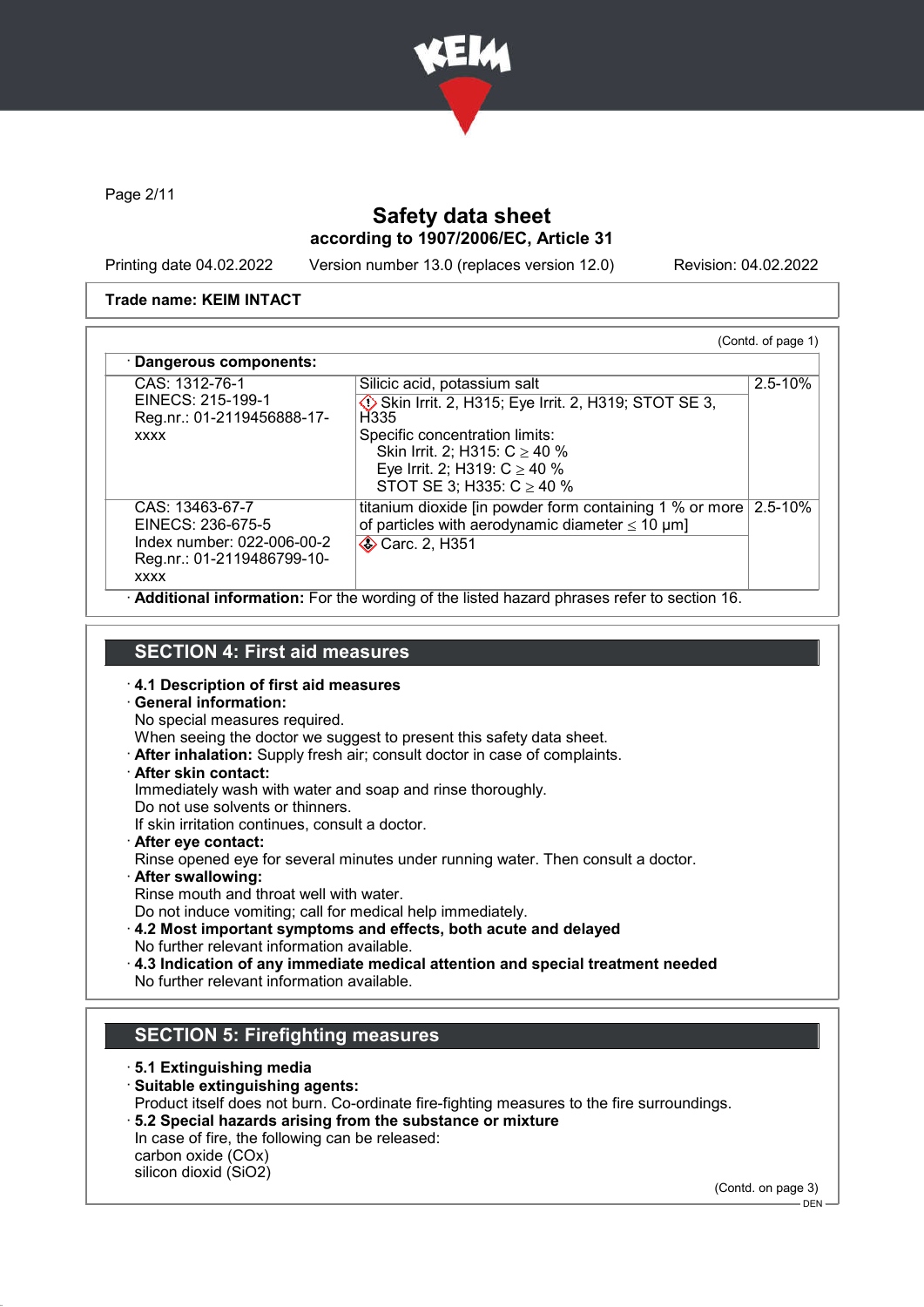Safety data sheet
according to 1907/2006/EC, Article 31

Printing date 04.02.2022 Version number 13.0 (replaces version 12.0) Revision: 04.02.2022

**Trade name: KEIM INTACT**

(Contd. of page 1)

· **Dangerous components:**

| | | |
|---|---|---|
| CAS: 1312-76-1<br>EINECS: 215-199-1<br>Reg.nr.: 01-2119456888-17-xxxx | Silicic acid, potassium salt<br>Skin Irrit. 2, H315; Eye Irrit. 2, H319; STOT SE 3, H335<br>Specific concentration limits:<br>Skin Irrit. 2; H315: C ≥ 40 %<br>Eye Irrit. 2; H319: C ≥ 40 %<br>STOT SE 3; H335: C ≥ 40 % | 2.5-10% |
| CAS: 13463-67-7<br>EINECS: 236-675-5<br>Index number: 022-006-00-2<br>Reg.nr.: 01-2119486799-10-xxxx | titanium dioxide [in powder form containing 1 % or more of particles with aerodynamic diameter ≤ 10 μm]<br>Carc. 2, H351 | 2.5-10% |

· **Additional information:** For the wording of the listed hazard phrases refer to section 16.

## SECTION 4: First aid measures

· **4.1 Description of first aid measures**
· **General information:**
No special measures required.
When seeing the doctor we suggest to present this safety data sheet.
· **After inhalation:** Supply fresh air; consult doctor in case of complaints.
· **After skin contact:**
Immediately wash with water and soap and rinse thoroughly.
Do not use solvents or thinners.
If skin irritation continues, consult a doctor.
· **After eye contact:**
Rinse opened eye for several minutes under running water. Then consult a doctor.
· **After swallowing:**
Rinse mouth and throat well with water.
Do not induce vomiting; call for medical help immediately.
· **4.2 Most important symptoms and effects, both acute and delayed**
No further relevant information available.
· **4.3 Indication of any immediate medical attention and special treatment needed**
No further relevant information available.

## SECTION 5: Firefighting measures

· **5.1 Extinguishing media**
· **Suitable extinguishing agents:**
Product itself does not burn. Co-ordinate fire-fighting measures to the fire surroundings.
· **5.2 Special hazards arising from the substance or mixture**
In case of fire, the following can be released:
carbon oxide (COx)
silicon dioxid ($SiO_2$)

(Contd. on page 3)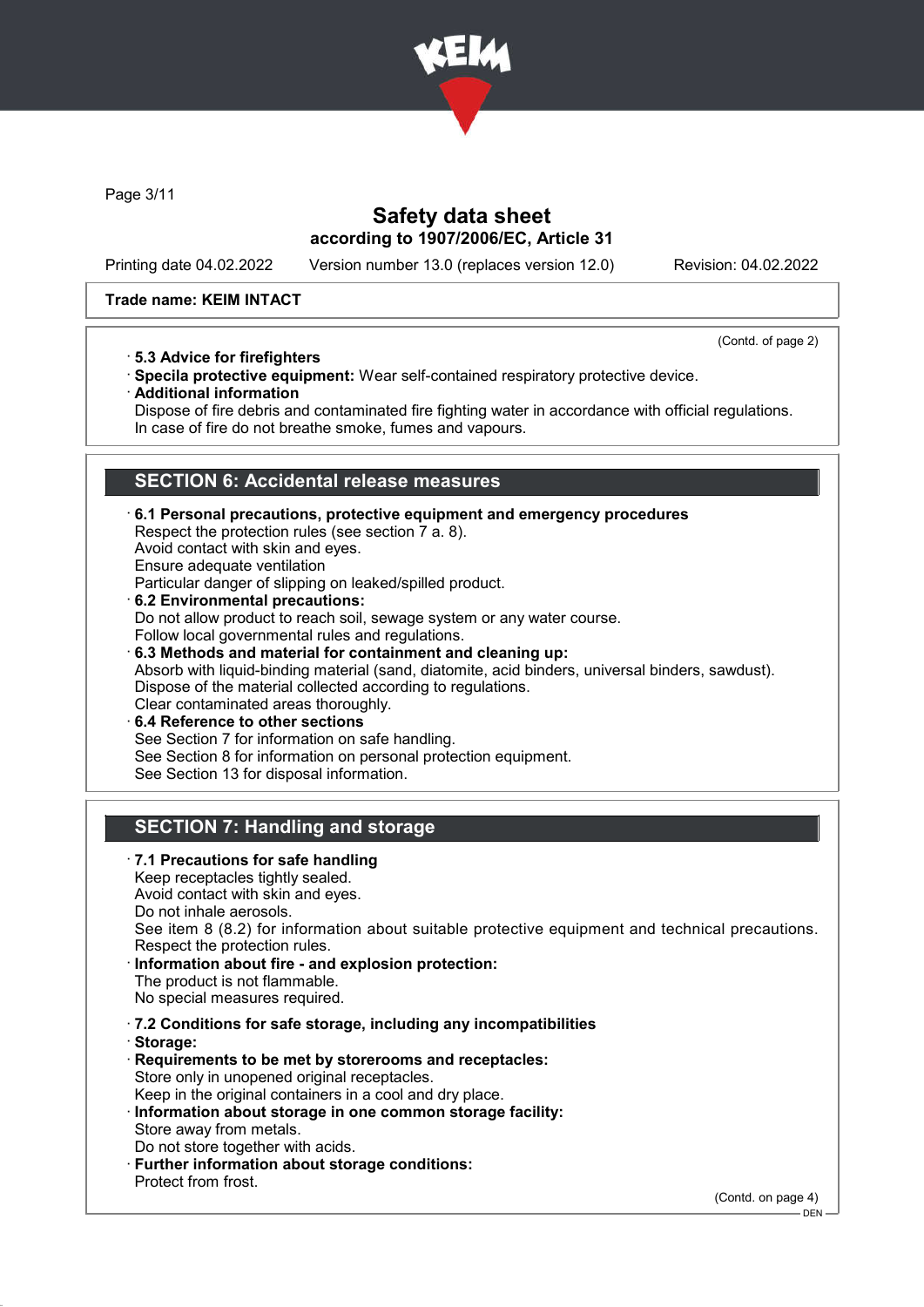**Trade name: KEIM INTACT**

(Contd. of page 2)

· **5.3 Advice for firefighters**
· **Specila protective equipment:** Wear self-contained respiratory protective device.
· **Additional information**
Dispose of fire debris and contaminated fire fighting water in accordance with official regulations.
In case of fire do not breathe smoke, fumes and vapours.

## SECTION 6: Accidental release measures

· **6.1 Personal precautions, protective equipment and emergency procedures**
Respect the protection rules (see section 7 a. 8).
Avoid contact with skin and eyes.
Ensure adequate ventilation
Particular danger of slipping on leaked/spilled product.
· **6.2 Environmental precautions:**
Do not allow product to reach soil, sewage system or any water course.
Follow local governmental rules and regulations.
· **6.3 Methods and material for containment and cleaning up:**
Absorb with liquid-binding material (sand, diatomite, acid binders, universal binders, sawdust).
Dispose of the material collected according to regulations.
Clear contaminated areas thoroughly.
· **6.4 Reference to other sections**
See Section 7 for information on safe handling.
See Section 8 for information on personal protection equipment.
See Section 13 for disposal information.

## SECTION 7: Handling and storage

· **7.1 Precautions for safe handling**
Keep receptacles tightly sealed.
Avoid contact with skin and eyes.
Do not inhale aerosols.
See item 8 (8.2) for information about suitable protective equipment and technical precautions.
Respect the protection rules.
· **Information about fire - and explosion protection:**
The product is not flammable.
No special measures required.

· **7.2 Conditions for safe storage, including any incompatibilities**
· **Storage:**
· **Requirements to be met by storerooms and receptacles:**
Store only in unopened original receptacles.
Keep in the original containers in a cool and dry place.
· **Information about storage in one common storage facility:**
Store away from metals.
Do not store together with acids.
· **Further information about storage conditions:**
Protect from frost.

(Contd. on page 4)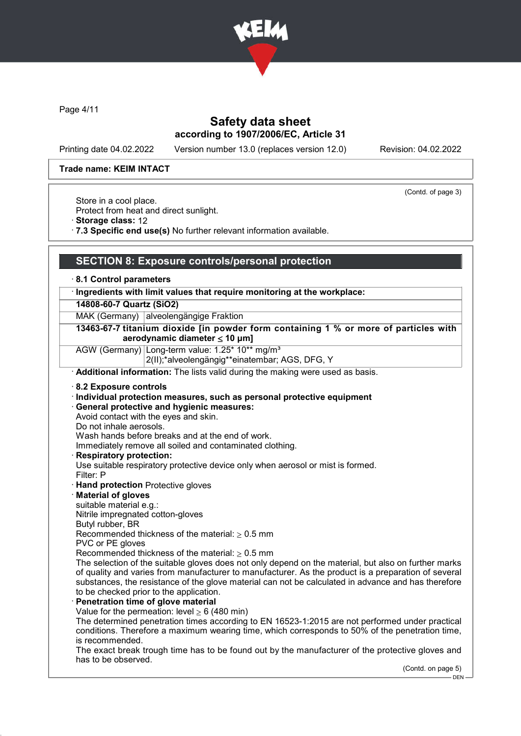**Trade name: KEIM INTACT**

(Contd. of page 3)

Store in a cool place.
Protect from heat and direct sunlight.

· **Storage class:** 12
· **7.3 Specific end use(s)** No further relevant information available.

## SECTION 8: Exposure controls/personal protection

· **8.1 Control parameters**

| · **Ingredients with limit values that require monitoring at the workplace:** | |
|---|---|
| **14808-60-7 Quartz ($SiO_2$)** | |
| MAK (Germany) | alveolengängige Fraktion |
| **13463-67-7 titanium dioxide [in powder form containing 1 % or more of particles with aerodynamic diameter ≤ 10 μm]** | |
| AGW (Germany) | Long-term value: 1.25* 10** mg/m³<br>2(II);*alveolengängig**einatembar; AGS, DFG, Y |

· **Additional information:** The lists valid during the making were used as basis.

· **8.2 Exposure controls**
· **Individual protection measures, such as personal protective equipment**
· **General protective and hygienic measures:**
Avoid contact with the eyes and skin.
Do not inhale aerosols.
Wash hands before breaks and at the end of work.
Immediately remove all soiled and contaminated clothing.
· **Respiratory protection:**
Use suitable respiratory protective device only when aerosol or mist is formed.
Filter: P
· **Hand protection** Protective gloves
· **Material of gloves**
suitable material e.g.:
Nitrile impregnated cotton-gloves
Butyl rubber, BR
Recommended thickness of the material: ≥ 0.5 mm
PVC or PE gloves
Recommended thickness of the material: ≥ 0.5 mm
The selection of the suitable gloves does not only depend on the material, but also on further marks of quality and varies from manufacturer to manufacturer. As the product is a preparation of several substances, the resistance of the glove material can not be calculated in advance and has therefore to be checked prior to the application.
· **Penetration time of glove material**
Value for the permeation: level ≥ 6 (480 min)
The determined penetration times according to EN 16523-1:2015 are not performed under practical conditions. Therefore a maximum wearing time, which corresponds to 50% of the penetration time, is recommended.
The exact break trough time has to be found out by the manufacturer of the protective gloves and has to be observed.

(Contd. on page 5)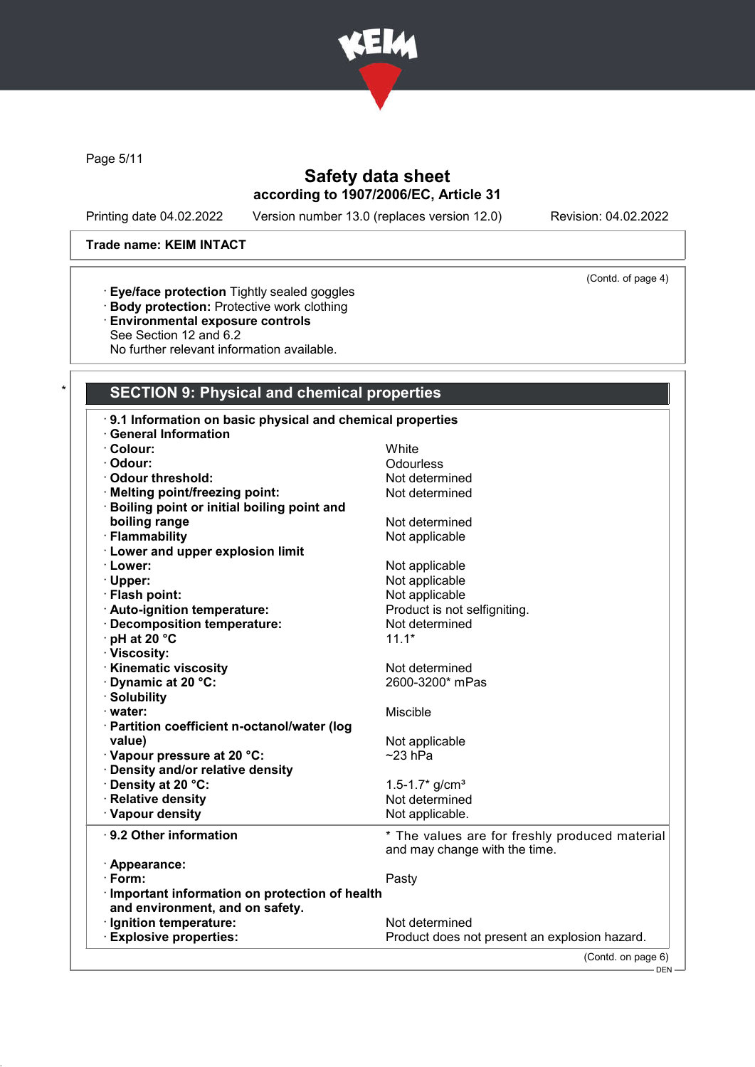Trade name: KEIM INTACT

(Contd. of page 4)

· **Eye/face protection** Tightly sealed goggles
· **Body protection:** Protective work clothing
· **Environmental exposure controls**
See Section 12 and 6.2
No further relevant information available.

## SECTION 9: Physical and chemical properties

· **9.1 Information on basic physical and chemical properties**
· **General Information**

| | |
|---|---|
| · **Colour:** | White |
| · **Odour:** | Odourless |
| · **Odour threshold:** | Not determined |
| · **Melting point/freezing point:** | Not determined |
| · **Boiling point or initial boiling point and boiling range** | Not determined |
| · **Flammability** | Not applicable |
| · **Lower and upper explosion limit** | |
| · **Lower:** | Not applicable |
| · **Upper:** | Not applicable |
| · **Flash point:** | Not applicable |
| · **Auto-ignition temperature:** | Product is not selfigniting. |
| · **Decomposition temperature:** | Not determined |
| · **pH at 20 °C** | 11.1* |
| · **Viscosity:** | |
| · **Kinematic viscosity** | Not determined |
| · **Dynamic at 20 °C:** | 2600-3200* mPas |
| · **Solubility** | |
| · **water:** | Miscible |
| · **Partition coefficient n-octanol/water (log value)** | Not applicable |
| · **Vapour pressure at 20 °C:** | ~23 hPa |
| · **Density and/or relative density** | |
| · **Density at 20 °C:** | 1.5-1.7* g/cm³ |
| · **Relative density** | Not determined |
| · **Vapour density** | Not applicable. |

| | |
|---|---|
| · **9.2 Other information** | * The values are for freshly produced material and may change with the time. |
| · **Appearance:** | |
| · **Form:** | Pasty |
| · **Important information on protection of health and environment, and on safety.** | |
| · **Ignition temperature:** | Not determined |
| · **Explosive properties:** | Product does not present an explosion hazard. |

(Contd. on page 6)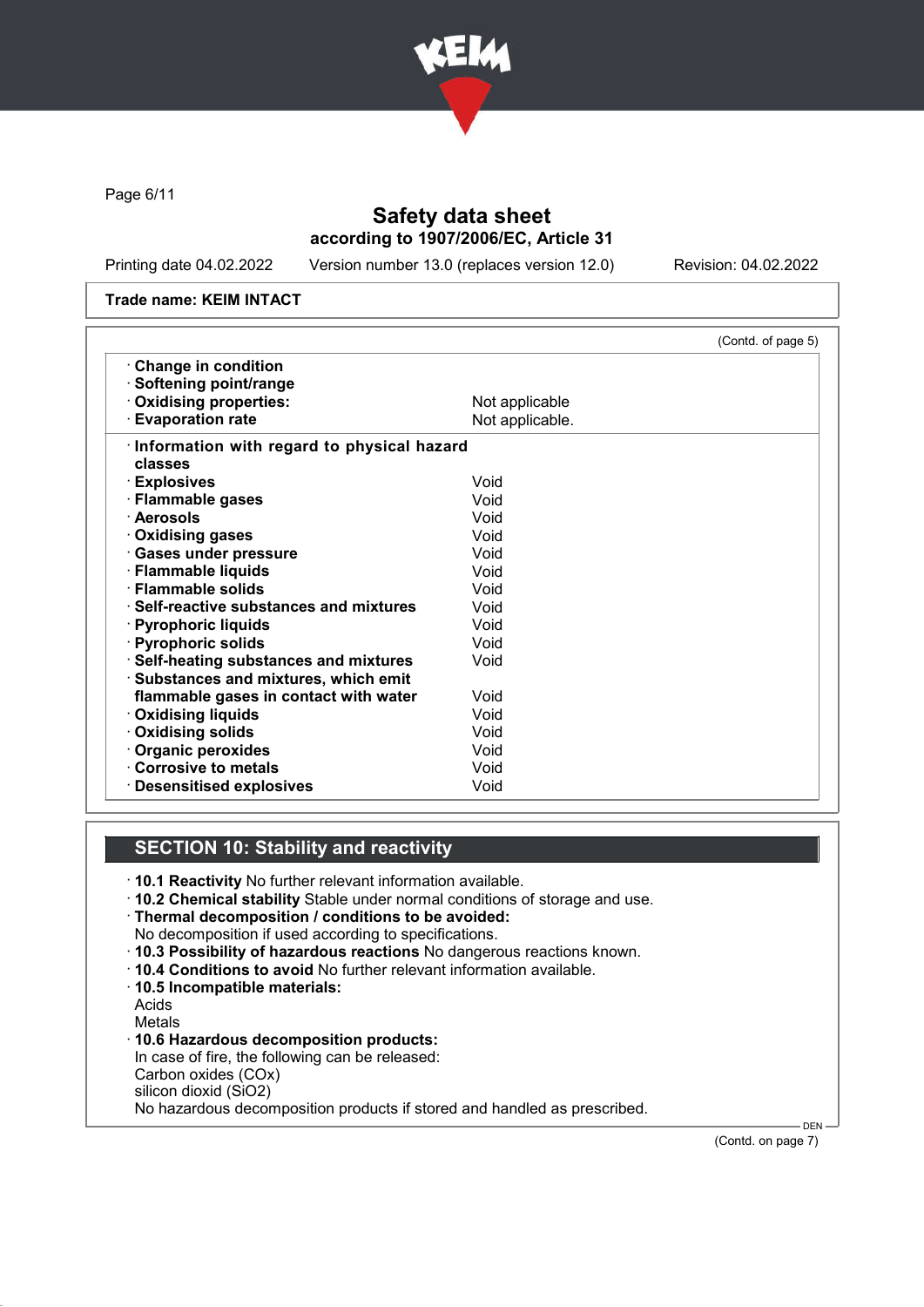Safety data sheet
according to 1907/2006/EC, Article 31

Printing date 04.02.2022 Version number 13.0 (replaces version 12.0) Revision: 04.02.2022

**Trade name: KEIM INTACT**

(Contd. of page 5)

| | |
|---|---|
| · **Change in condition** | |
| · **Softening point/range** | |
| · **Oxidising properties:** | Not applicable |
| · **Evaporation rate** | Not applicable. |

| | |
|---|---|
| · **Information with regard to physical hazard classes** | |
| · **Explosives** | Void |
| · **Flammable gases** | Void |
| · **Aerosols** | Void |
| · **Oxidising gases** | Void |
| · **Gases under pressure** | Void |
| · **Flammable liquids** | Void |
| · **Flammable solids** | Void |
| · **Self-reactive substances and mixtures** | Void |
| · **Pyrophoric liquids** | Void |
| · **Pyrophoric solids** | Void |
| · **Self-heating substances and mixtures** | Void |
| · **Substances and mixtures, which emit flammable gases in contact with water** | Void |
| · **Oxidising liquids** | Void |
| · **Oxidising solids** | Void |
| · **Organic peroxides** | Void |
| · **Corrosive to metals** | Void |
| · **Desensitised explosives** | Void |

## SECTION 10: Stability and reactivity

· **10.1 Reactivity** No further relevant information available.
· **10.2 Chemical stability** Stable under normal conditions of storage and use.
· **Thermal decomposition / conditions to be avoided:**
No decomposition if used according to specifications.
· **10.3 Possibility of hazardous reactions** No dangerous reactions known.
· **10.4 Conditions to avoid** No further relevant information available.
· **10.5 Incompatible materials:**
Acids
Metals
· **10.6 Hazardous decomposition products:**
In case of fire, the following can be released:
Carbon oxides (COx)
silicon dioxid ($SiO_2$)
No hazardous decomposition products if stored and handled as prescribed.

(Contd. on page 7)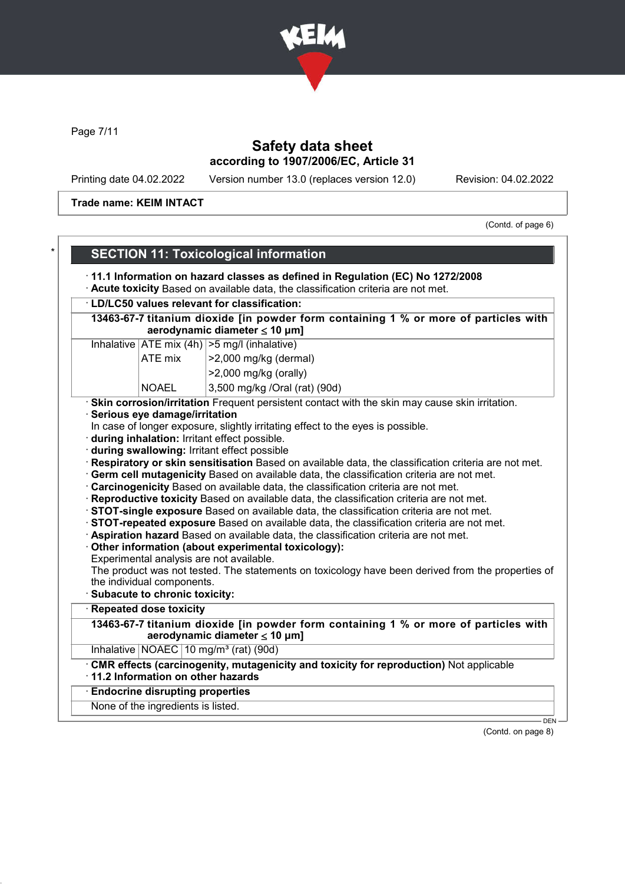Trade name: KEIM INTACT

(Contd. of page 6)

## SECTION 11: Toxicological information

· **11.1 Information on hazard classes as defined in Regulation (EC) No 1272/2008**
· **Acute toxicity** Based on available data, the classification criteria are not met.

| · LD/LC50 values relevant for classification: | | |
|---|---|---|
| **13463-67-7 titanium dioxide [in powder form containing 1 % or more of particles with aerodynamic diameter ≤ 10 μm]** | | |
| Inhalative | ATE mix (4h) | >5 mg/l (inhalative) |
| | ATE mix | >2,000 mg/kg (dermal) |
| | | >2,000 mg/kg (orally) |
| | NOAEL | 3,500 mg/kg /Oral (rat) (90d) |

· **Skin corrosion/irritation** Frequent persistent contact with the skin may cause skin irritation.
· **Serious eye damage/irritation**
In case of longer exposure, slightly irritating effect to the eyes is possible.
· **during inhalation:** Irritant effect possible.
· **during swallowing:** Irritant effect possible
· **Respiratory or skin sensitisation** Based on available data, the classification criteria are not met.
· **Germ cell mutagenicity** Based on available data, the classification criteria are not met.
· **Carcinogenicity** Based on available data, the classification criteria are not met.
· **Reproductive toxicity** Based on available data, the classification criteria are not met.
· **STOT-single exposure** Based on available data, the classification criteria are not met.
· **STOT-repeated exposure** Based on available data, the classification criteria are not met.
· **Aspiration hazard** Based on available data, the classification criteria are not met.
· **Other information (about experimental toxicology):**
Experimental analysis are not available.
The product was not tested. The statements on toxicology have been derived from the properties of the individual components.
· **Subacute to chronic toxicity:**

| · Repeated dose toxicity | | |
|---|---|---|
| **13463-67-7 titanium dioxide [in powder form containing 1 % or more of particles with aerodynamic diameter ≤ 10 μm]** | | |
| Inhalative | NOAEC | 10 mg/m³ (rat) (90d) |

· **CMR effects (carcinogenity, mutagenicity and toxicity for reproduction)** Not applicable
· **11.2 Information on other hazards**

| · Endocrine disrupting properties |
|---|
| None of the ingredients is listed. |

(Contd. on page 8)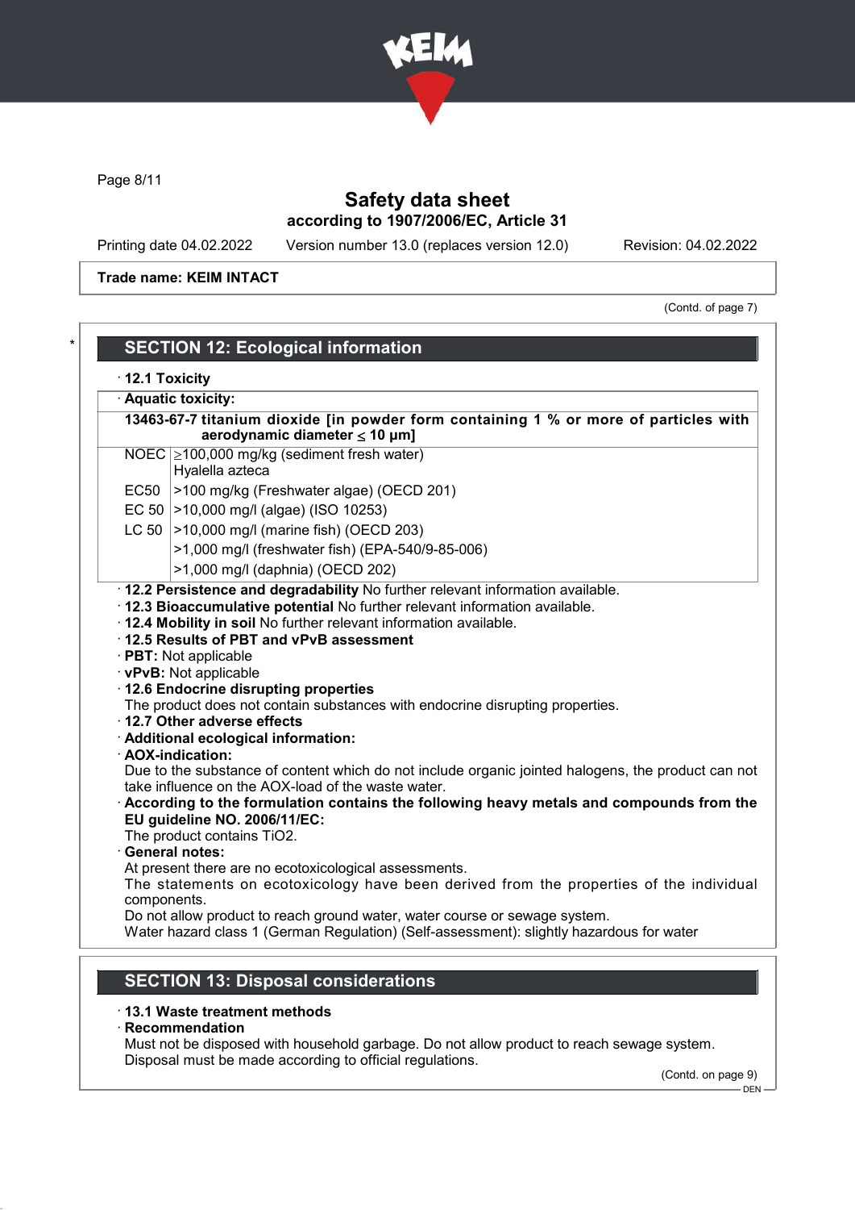Safety data sheet
according to 1907/2006/EC, Article 31

Printing date 04.02.2022 Version number 13.0 (replaces version 12.0) Revision: 04.02.2022

**Trade name: KEIM INTACT**

(Contd. of page 7)

## SECTION 12: Ecological information

· **12.1 Toxicity**

· **Aquatic toxicity:**

| **13463-67-7 titanium dioxide [in powder form containing 1 % or more of particles with aerodynamic diameter ≤ 10 μm]** | |
|---|---|
| NOEC | ≥100,000 mg/kg (sediment fresh water) Hyalella azteca |
| EC50 | >100 mg/kg (Freshwater algae) (OECD 201) |
| EC 50 | >10,000 mg/l (algae) (ISO 10253) |
| LC 50 | >10,000 mg/l (marine fish) (OECD 203) |
| | >1,000 mg/l (freshwater fish) (EPA-540/9-85-006) |
| | >1,000 mg/l (daphnia) (OECD 202) |

· **12.2 Persistence and degradability** No further relevant information available.
· **12.3 Bioaccumulative potential** No further relevant information available.
· **12.4 Mobility in soil** No further relevant information available.
· **12.5 Results of PBT and vPvB assessment**
· **PBT:** Not applicable
· **vPvB:** Not applicable
· **12.6 Endocrine disrupting properties**
The product does not contain substances with endocrine disrupting properties.
· **12.7 Other adverse effects**
· **Additional ecological information:**
· **AOX-indication:**
Due to the substance of content which do not include organic jointed halogens, the product can not take influence on the AOX-load of the waste water.
· **According to the formulation contains the following heavy metals and compounds from the EU guideline NO. 2006/11/EC:**
The product contains $TiO_2$.
· **General notes:**
At present there are no ecotoxicological assessments.
The statements on ecotoxicology have been derived from the properties of the individual components.
Do not allow product to reach ground water, water course or sewage system.
Water hazard class 1 (German Regulation) (Self-assessment): slightly hazardous for water

## SECTION 13: Disposal considerations

· **13.1 Waste treatment methods**
· **Recommendation**
Must not be disposed with household garbage. Do not allow product to reach sewage system.
Disposal must be made according to official regulations.

(Contd. on page 9)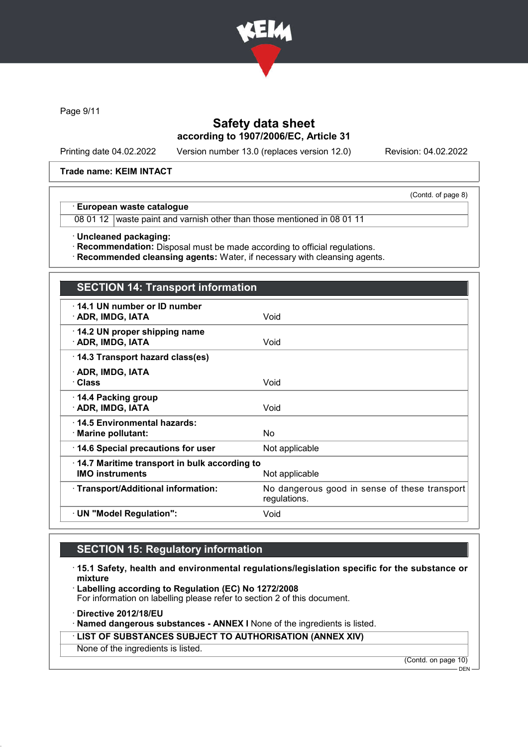Trade name: KEIM INTACT

(Contd. of page 8)

· **European waste catalogue**

| | |
|---|---|
| 08 01 12 | waste paint and varnish other than those mentioned in 08 01 11 |

· **Uncleaned packaging:**
· **Recommendation:** Disposal must be made according to official regulations.
· **Recommended cleansing agents:** Water, if necessary with cleansing agents.

## SECTION 14: Transport information

| | |
|---|---|
| · **14.1 UN number or ID number** | |
| · **ADR, IMDG, IATA** | Void |
| · **14.2 UN proper shipping name** | |
| · **ADR, IMDG, IATA** | Void |
| · **14.3 Transport hazard class(es)** | |
| · **ADR, IMDG, IATA** | |
| · **Class** | Void |
| · **14.4 Packing group** | |
| · **ADR, IMDG, IATA** | Void |
| · **14.5 Environmental hazards:** | |
| · **Marine pollutant:** | No |
| · **14.6 Special precautions for user** | Not applicable |
| · **14.7 Maritime transport in bulk according to IMO instruments** | Not applicable |
| · **Transport/Additional information:** | No dangerous good in sense of these transport regulations. |
| · **UN "Model Regulation":** | Void |

## SECTION 15: Regulatory information

· **15.1 Safety, health and environmental regulations/legislation specific for the substance or mixture**
· **Labelling according to Regulation (EC) No 1272/2008**
For information on labelling please refer to section 2 of this document.

· **Directive 2012/18/EU**
· **Named dangerous substances - ANNEX I** None of the ingredients is listed.

· **LIST OF SUBSTANCES SUBJECT TO AUTHORISATION (ANNEX XIV)**
None of the ingredients is listed.

(Contd. on page 10)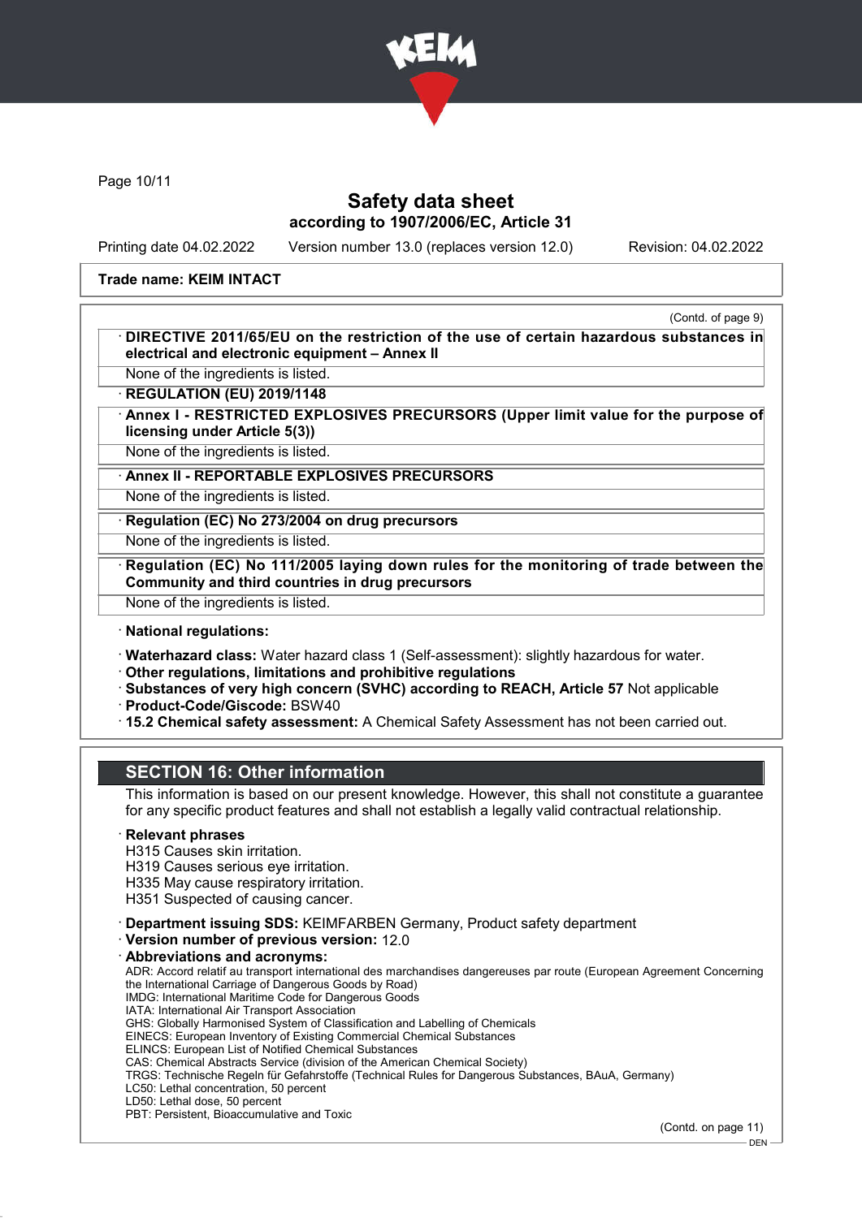**Trade name: KEIM INTACT**

(Contd. of page 9)

· **DIRECTIVE 2011/65/EU on the restriction of the use of certain hazardous substances in electrical and electronic equipment – Annex II**

None of the ingredients is listed.

· **REGULATION (EU) 2019/1148**

· **Annex I - RESTRICTED EXPLOSIVES PRECURSORS (Upper limit value for the purpose of licensing under Article 5(3))**

None of the ingredients is listed.

· **Annex II - REPORTABLE EXPLOSIVES PRECURSORS**

None of the ingredients is listed.

· **Regulation (EC) No 273/2004 on drug precursors**

None of the ingredients is listed.

· **Regulation (EC) No 111/2005 laying down rules for the monitoring of trade between the Community and third countries in drug precursors**

None of the ingredients is listed.

· **National regulations:**

· **Waterhazard class:** Water hazard class 1 (Self-assessment): slightly hazardous for water.
· **Other regulations, limitations and prohibitive regulations**
· **Substances of very high concern (SVHC) according to REACH, Article 57** Not applicable
· **Product-Code/Giscode:** BSW40
· **15.2 Chemical safety assessment:** A Chemical Safety Assessment has not been carried out.

## SECTION 16: Other information

This information is based on our present knowledge. However, this shall not constitute a guarantee for any specific product features and shall not establish a legally valid contractual relationship.

· **Relevant phrases**
H315 Causes skin irritation.
H319 Causes serious eye irritation.
H335 May cause respiratory irritation.
H351 Suspected of causing cancer.

· **Department issuing SDS:** KEIMFARBEN Germany, Product safety department
· **Version number of previous version:** 12.0
· **Abbreviations and acronyms:**
ADR: Accord relatif au transport international des marchandises dangereuses par route (European Agreement Concerning the International Carriage of Dangerous Goods by Road)
IMDG: International Maritime Code for Dangerous Goods
IATA: International Air Transport Association
GHS: Globally Harmonised System of Classification and Labelling of Chemicals
EINECS: European Inventory of Existing Commercial Chemical Substances
ELINCS: European List of Notified Chemical Substances
CAS: Chemical Abstracts Service (division of the American Chemical Society)
TRGS: Technische Regeln für Gefahrstoffe (Technical Rules for Dangerous Substances, BAuA, Germany)
LC50: Lethal concentration, 50 percent
LD50: Lethal dose, 50 percent
PBT: Persistent, Bioaccumulative and Toxic

(Contd. on page 11)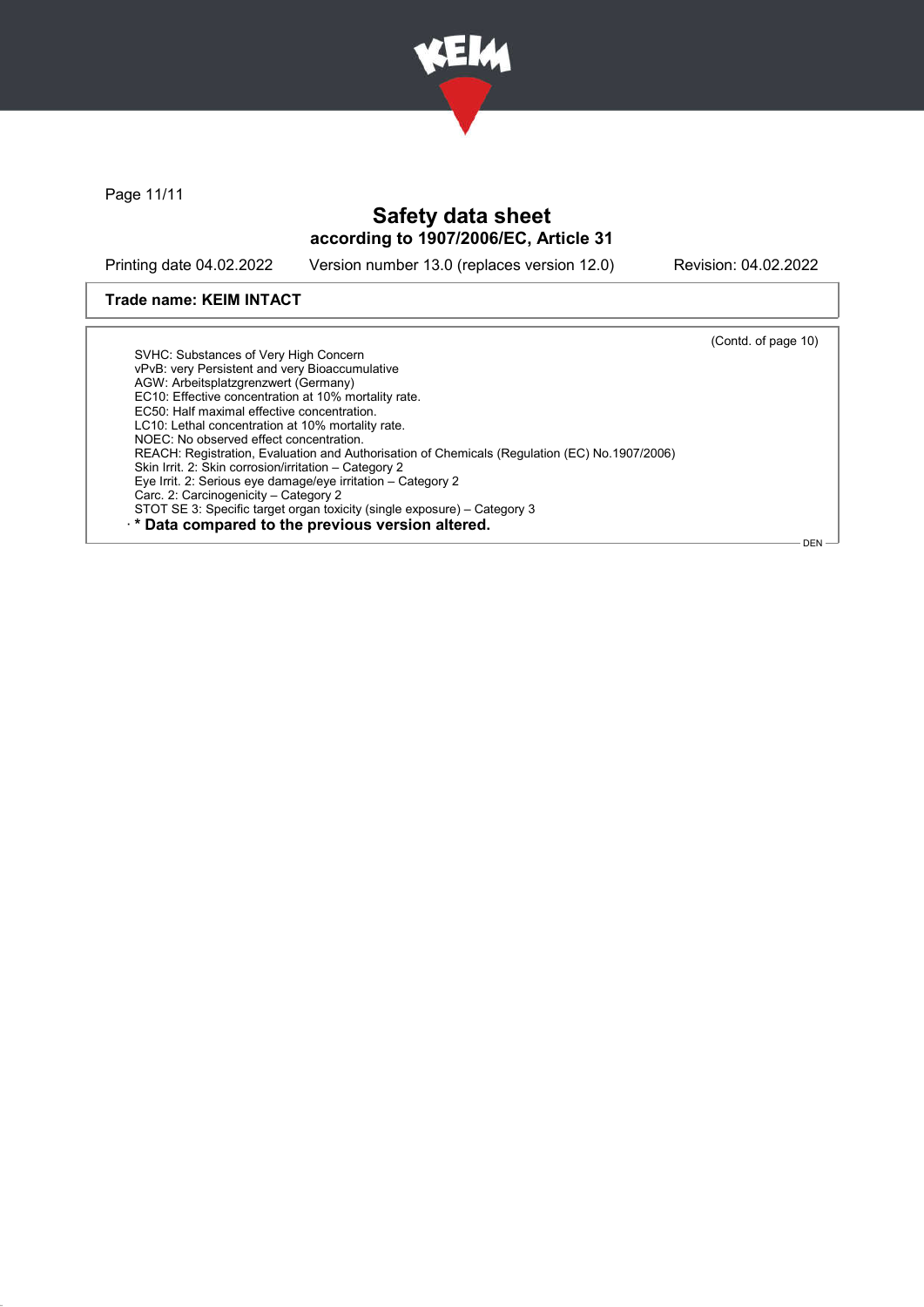(Contd. of page 10)

SVHC: Substances of Very High Concern
vPvB: very Persistent and very Bioaccumulative
AGW: Arbeitsplatzgrenzwert (Germany)
EC10: Effective concentration at 10% mortality rate.
EC50: Half maximal effective concentration.
LC10: Lethal concentration at 10% mortality rate.
NOEC: No observed effect concentration.
REACH: Registration, Evaluation and Authorisation of Chemicals (Regulation (EC) No.1907/2006)
Skin Irrit. 2: Skin corrosion/irritation – Category 2
Eye Irrit. 2: Serious eye damage/eye irritation – Category 2
Carc. 2: Carcinogenicity – Category 2
STOT SE 3: Specific target organ toxicity (single exposure) – Category 3

· **\* Data compared to the previous version altered.**